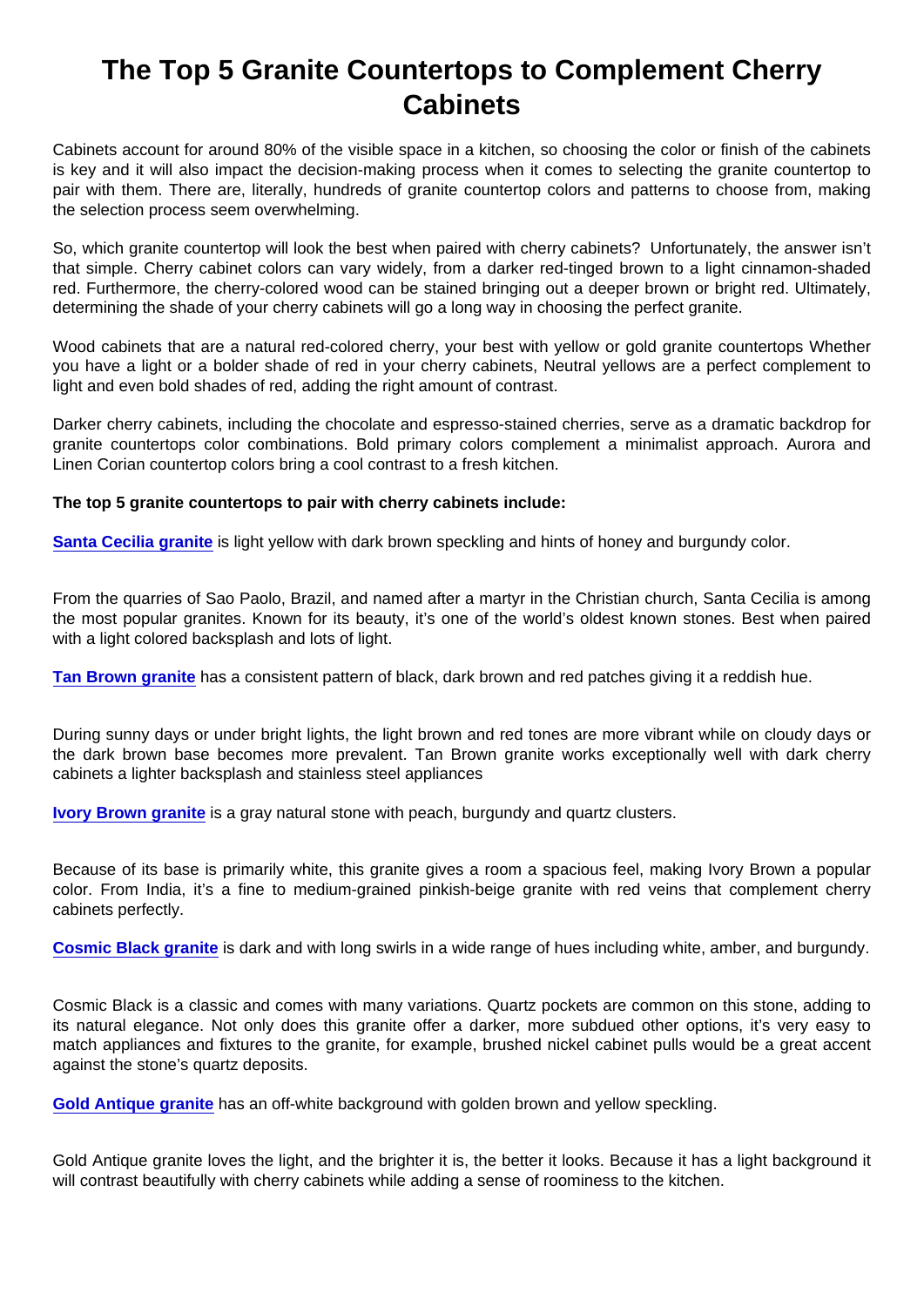# The Top 5 Granite Countertops to Complement Cherry Cabinets

Cabinets account for around 80% of the visible space in a kitchen, so choosing the color or finish of the cabinets is key and it will also impact the decision-making process when it comes to selecting the granite countertop to pair with them. There are, literally, hundreds of granite countertop colors and patterns to choose from, making the selection process seem overwhelming.

So, which granite countertop will look the best when paired with cherry cabinets?  Unfortunately, the answer isn't that simple. Cherry cabinet colors can vary widely, from a darker red-tinged brown to a light cinnamon-shaded red. Furthermore, the cherry-colored wood can be stained bringing out a deeper brown or bright red. Ultimately, determining the shade of your cherry cabinets will go a long way in choosing the perfect granite.

Wood cabinets that are a natural red-colored cherry, your best with yellow or gold granite countertops Whether you have a light or a bolder shade of red in your cherry cabinets, Neutral yellows are a perfect complement to light and even bold shades of red, adding the right amount of contrast.

Darker cherry cabinets, including the chocolate and espresso-stained cherries, serve as a dramatic backdrop for granite countertops color combinations. Bold primary colors complement a minimalist approach. Aurora and Linen Corian countertop colors bring a cool contrast to a fresh kitchen.

**The top 5 granite countertops to pair with cherry cabinets include:**

**Santa Cecilia granite** is light yellow with dark brown speckling and hints of honey and burgundy color.

From the quarries of Sao Paolo, Brazil, and named after a martyr in the Christian church, Santa Cecilia is among the most popular granites. Known for its beauty, it's one of the world's oldest known stones. Best when paired with a light colored backsplash and lots of light.

**Tan Brown granite** has a consistent pattern of black, dark brown and red patches giving it a reddish hue.

During sunny days or under bright lights, the light brown and red tones are more vibrant while on cloudy days or the dark brown base becomes more prevalent. Tan Brown granite works exceptionally well with dark cherry cabinets a lighter backsplash and stainless steel appliances

**Ivory Brown granite** is a gray natural stone with peach, burgundy and quartz clusters.

Because of its base is primarily white, this granite gives a room a spacious feel, making Ivory Brown a popular color. From India, it's a fine to medium-grained pinkish-beige granite with red veins that complement cherry cabinets perfectly.

**Cosmic Black granite** is dark and with long swirls in a wide range of hues including white, amber, and burgundy.

Cosmic Black is a classic and comes with many variations. Quartz pockets are common on this stone, adding to its natural elegance. Not only does this granite offer a darker, more subdued other options, it's very easy to match appliances and fixtures to the granite, for example, brushed nickel cabinet pulls would be a great accent against the stone's quartz deposits.

**Gold Antique granite** has an off-white background with golden brown and yellow speckling.

Gold Antique granite loves the light, and the brighter it is, the better it looks. Because it has a light background it will contrast beautifully with cherry cabinets while adding a sense of roominess to the kitchen.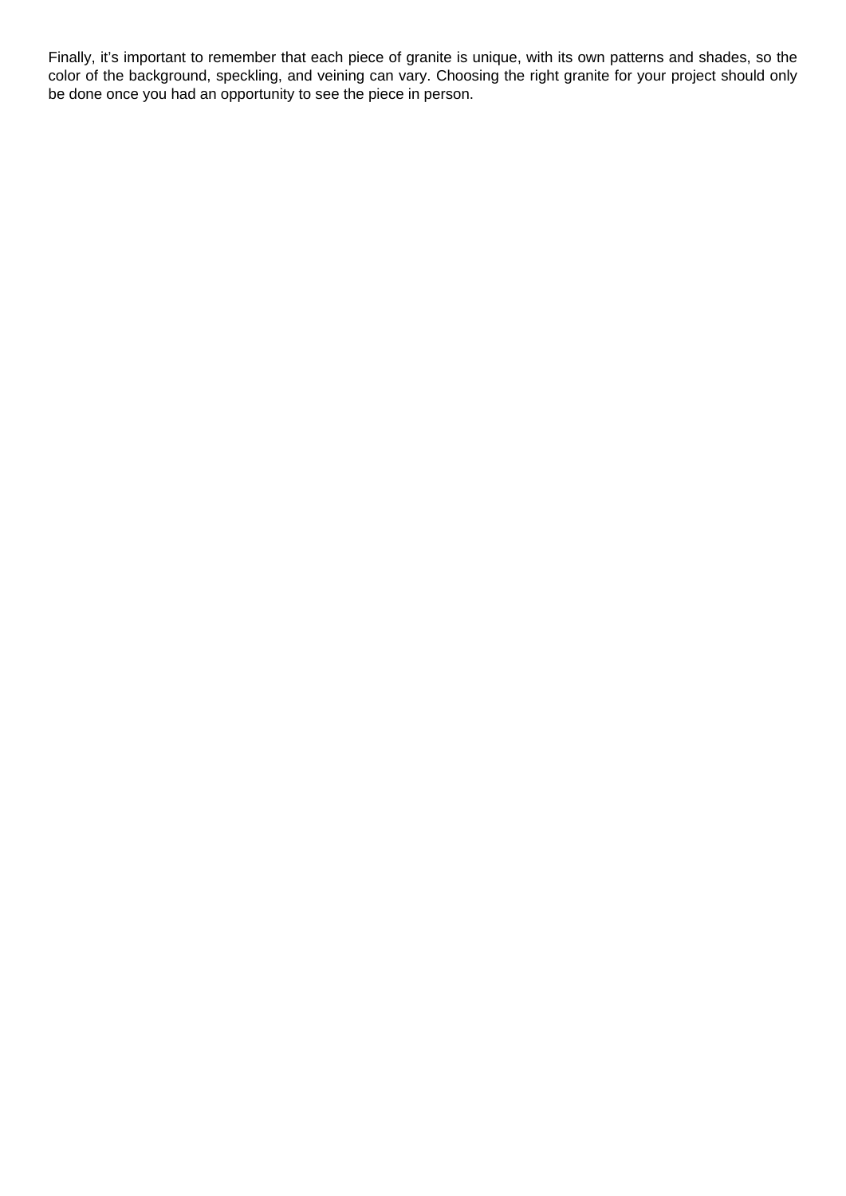Finally, it’s important to remember that each piece of granite is unique, with its own patterns and shades, so the color of the background, speckling, and veining can vary. Choosing the right granite for your project should only be done once you had an opportunity to see the piece in person.